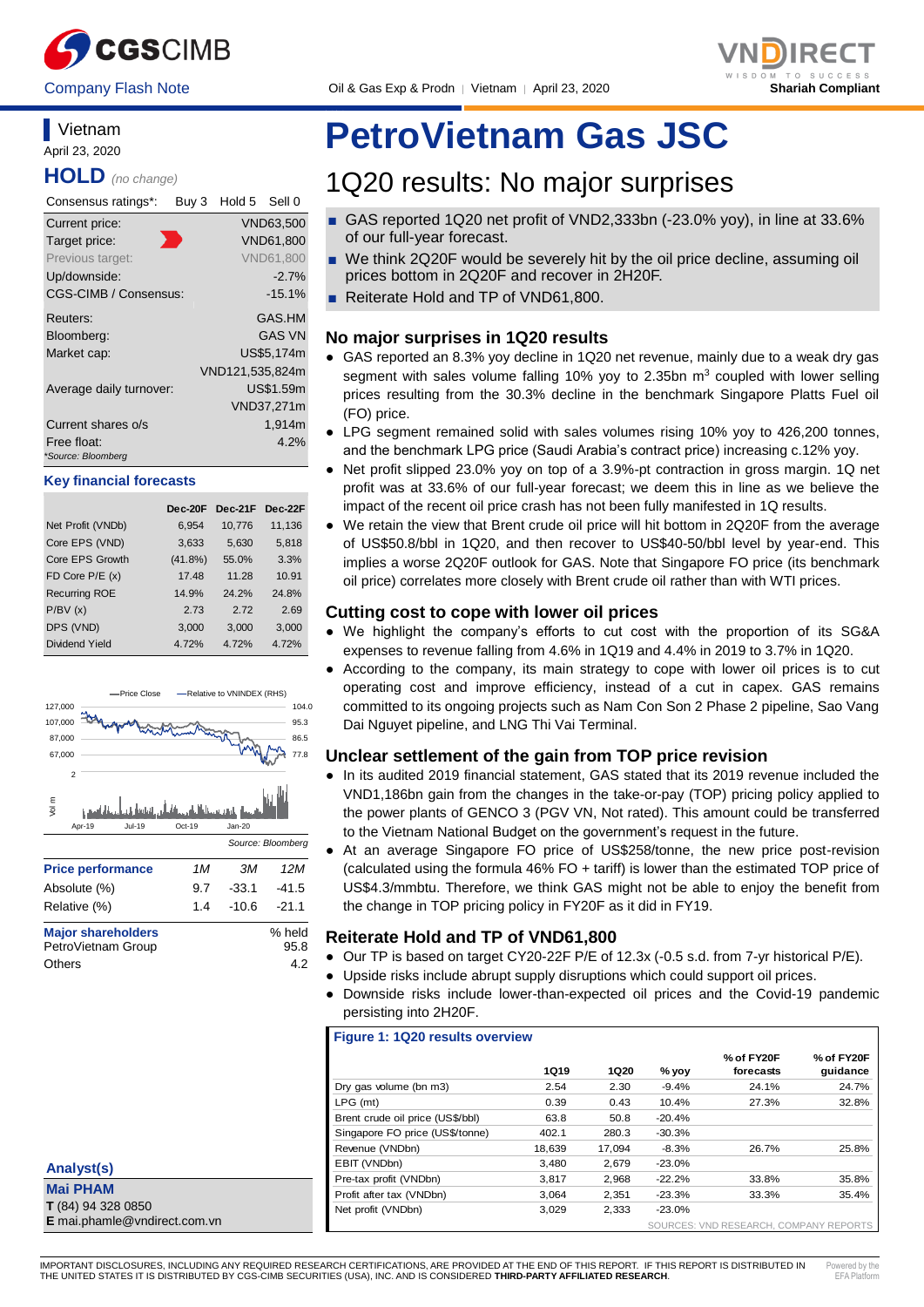CGSCIMB | Company Flash Note | Oil & Gas Exp & Prodn | Vietnam | April 23, 2020 | VNDIRECT | Shariah Compliant

## Vietnam

April 23, 2020

**HOLD** *(no change)*

| Consensus ratings*: | Buy 3 | Hold 5 | Sell 0 |
|---|---|---|---|

| | |
|---|---|
| Current price: | VND63,500 |
| Target price: | VND61,800 |
| Previous target: | VND61,800 |
| Up/downside: | -2.7% |
| CGS-CIMB / Consensus: | -15.1% |
| Reuters: | GAS.HM |
| Bloomberg: | GAS VN |
| Market cap: | US$5,174m |
| | VND121,535,824m |
| Average daily turnover: | US$1.59m |
| | VND37,271m |
| Current shares o/s | 1,914m |
| Free float: | 4.2% |

*Source: Bloomberg

### Key financial forecasts

| | Dec-20F | Dec-21F | Dec-22F |
|---|---|---|---|
| Net Profit (VNDb) | 6,954 | 10,776 | 11,136 |
| Core EPS (VND) | 3,633 | 5,630 | 5,818 |
| Core EPS Growth | (41.8%) | 55.0% | 3.3% |
| FD Core P/E (x) | 17.48 | 11.28 | 10.91 |
| Recurring ROE | 14.9% | 24.2% | 24.8% |
| P/BV (x) | 2.73 | 2.72 | 2.69 |
| DPS (VND) | 3,000 | 3,000 | 3,000 |
| Dividend Yield | 4.72% | 4.72% | 4.72% |

Source: Bloomberg

| Price performance | 1M | 3M | 12M |
|---|---|---|---|
| Absolute (%) | 9.7 | -33.1 | -41.5 |
| Relative (%) | 1.4 | -10.6 | -21.1 |

| Major shareholders | % held |
|---|---|
| PetroVietnam Group | 95.8 |
| Others | 4.2 |

**Analyst(s)**

**Mai PHAM**
**T** (84) 94 328 0850
**E** mai.phamle@vndirect.com.vn

# PetroVietnam Gas JSC

## 1Q20 results: No major surprises

- GAS reported 1Q20 net profit of VND2,333bn (-23.0% yoy), in line at 33.6% of our full-year forecast.
- We think 2Q20F would be severely hit by the oil price decline, assuming oil prices bottom in 2Q20F and recover in 2H20F.
- Reiterate Hold and TP of VND61,800.

### No major surprises in 1Q20 results

- GAS reported an 8.3% yoy decline in 1Q20 net revenue, mainly due to a weak dry gas segment with sales volume falling 10% yoy to 2.35bn $m^3$ coupled with lower selling prices resulting from the 30.3% decline in the benchmark Singapore Platts Fuel oil (FO) price.
- LPG segment remained solid with sales volumes rising 10% yoy to 426,200 tonnes, and the benchmark LPG price (Saudi Arabia's contract price) increasing c.12% yoy.
- Net profit slipped 23.0% yoy on top of a 3.9%-pt contraction in gross margin. 1Q net profit was at 33.6% of our full-year forecast; we deem this in line as we believe the impact of the recent oil price crash has not been fully manifested in 1Q results.
- We retain the view that Brent crude oil price will hit bottom in 2Q20F from the average of US$50.8/bbl in 1Q20, and then recover to US$40-50/bbl level by year-end. This implies a worse 2Q20F outlook for GAS. Note that Singapore FO price (its benchmark oil price) correlates more closely with Brent crude oil rather than with WTI prices.

### Cutting cost to cope with lower oil prices

- We highlight the company's efforts to cut cost with the proportion of its SG&A expenses to revenue falling from 4.6% in 1Q19 and 4.4% in 2019 to 3.7% in 1Q20.
- According to the company, its main strategy to cope with lower oil prices is to cut operating cost and improve efficiency, instead of a cut in capex. GAS remains committed to its ongoing projects such as Nam Con Son 2 Phase 2 pipeline, Sao Vang Dai Nguyet pipeline, and LNG Thi Vai Terminal.

### Unclear settlement of the gain from TOP price revision

- In its audited 2019 financial statement, GAS stated that its 2019 revenue included the VND1,186bn gain from the changes in the take-or-pay (TOP) pricing policy applied to the power plants of GENCO 3 (PGV VN, Not rated). This amount could be transferred to the Vietnam National Budget on the government's request in the future.
- At an average Singapore FO price of US$258/tonne, the new price post-revision (calculated using the formula 46% FO + tariff) is lower than the estimated TOP price of US$4.3/mmbtu. Therefore, we think GAS might not be able to enjoy the benefit from the change in TOP pricing policy in FY20F as it did in FY19.

### Reiterate Hold and TP of VND61,800

- Our TP is based on target CY20-22F P/E of 12.3x (-0.5 s.d. from 7-yr historical P/E).
- Upside risks include abrupt supply disruptions which could support oil prices.
- Downside risks include lower-than-expected oil prices and the Covid-19 pandemic persisting into 2H20F.

**Figure 1: 1Q20 results overview**

| | 1Q19 | 1Q20 | % yoy | % of FY20F forecasts | % of FY20F guidance |
|---|---|---|---|---|---|
| Dry gas volume (bn m3) | 2.54 | 2.30 | -9.4% | 24.1% | 24.7% |
| LPG (mt) | 0.39 | 0.43 | 10.4% | 27.3% | 32.8% |
| Brent crude oil price (US$/bbl) | 63.8 | 50.8 | -20.4% | | |
| Singapore FO price (US$/tonne) | 402.1 | 280.3 | -30.3% | | |
| Revenue (VNDbn) | 18,639 | 17,094 | -8.3% | 26.7% | 25.8% |
| EBIT (VNDbn) | 3,480 | 2,679 | -23.0% | | |
| Pre-tax profit (VNDbn) | 3,817 | 2,968 | -22.2% | 33.8% | 35.8% |
| Profit after tax (VNDbn) | 3,064 | 2,351 | -23.3% | 33.3% | 35.4% |
| Net profit (VNDbn) | 3,029 | 2,333 | -23.0% | | |

SOURCES: VND RESEARCH, COMPANY REPORTS

IMPORTANT DISCLOSURES, INCLUDING ANY REQUIRED RESEARCH CERTIFICATIONS, ARE PROVIDED AT THE END OF THIS REPORT. IF THIS REPORT IS DISTRIBUTED IN THE UNITED STATES IT IS DISTRIBUTED BY CGS-CIMB SECURITIES (USA), INC. AND IS CONSIDERED **THIRD-PARTY AFFILIATED RESEARCH**.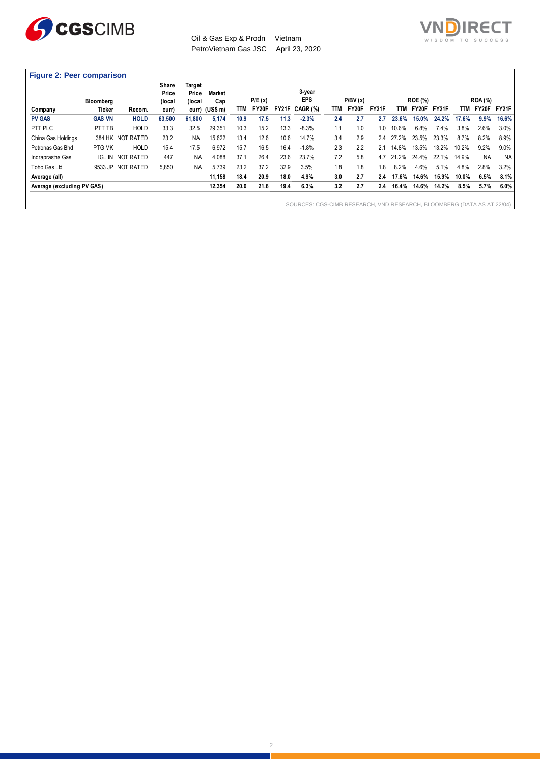## Figure 2: Peer comparison

| Company | Bloomberg Ticker | Recom. | Share Price (local curr) | Target Price (local curr) | Market Cap (US$ m) | P/E (x) | | | 3-year EPS CAGR (%) | P/BV (x) | | | ROE (%) | | | ROA (%) | | |
|---|---|---|---|---|---|---|---|---|---|---|---|---|---|---|---|---|---|---|
| | | | | | | TTM | FY20F | FY21F | | TTM | FY20F | FY21F | TTM | FY20F | FY21F | TTM | FY20F | FY21F |
| **PV GAS** | **GAS VN** | **HOLD** | **63,500** | **61,800** | **5,174** | **10.9** | **17.5** | **11.3** | **-2.3%** | **2.4** | **2.7** | **2.7** | **23.6%** | **15.0%** | **24.2%** | **17.6%** | **9.9%** | **16.6%** |
| PTT PLC | PTT TB | HOLD | 33.3 | 32.5 | 29,351 | 10.3 | 15.2 | 13.3 | -8.3% | 1.1 | 1.0 | 1.0 | 10.6% | 6.8% | 7.4% | 3.8% | 2.6% | 3.0% |
| China Gas Holdings | 384 HK | NOT RATED | 23.2 | NA | 15,622 | 13.4 | 12.6 | 10.6 | 14.7% | 3.4 | 2.9 | 2.4 | 27.2% | 23.5% | 23.3% | 8.7% | 8.2% | 8.9% |
| Petronas Gas Bhd | PTG MK | HOLD | 15.4 | 17.5 | 6,972 | 15.7 | 16.5 | 16.4 | -1.8% | 2.3 | 2.2 | 2.1 | 14.8% | 13.5% | 13.2% | 10.2% | 9.2% | 9.0% |
| Indraprastha Gas | IGL IN | NOT RATED | 447 | NA | 4,088 | 37.1 | 26.4 | 23.6 | 23.7% | 7.2 | 5.8 | 4.7 | 21.2% | 24.4% | 22.1% | 14.9% | NA | NA |
| Toho Gas Ltd | 9533 JP | NOT RATED | 5,850 | NA | 5,739 | 23.2 | 37.2 | 32.9 | 3.5% | 1.8 | 1.8 | 1.8 | 8.2% | 4.6% | 5.1% | 4.8% | 2.8% | 3.2% |
| **Average (all)** | | | | | **11,158** | **18.4** | **20.9** | **18.0** | **4.9%** | **3.0** | **2.7** | **2.4** | **17.6%** | **14.6%** | **15.9%** | **10.0%** | **6.5%** | **8.1%** |
| **Average (excluding PV GAS)** | | | | | **12,354** | **20.0** | **21.6** | **19.4** | **6.3%** | **3.2** | **2.7** | **2.4** | **16.4%** | **14.6%** | **14.2%** | **8.5%** | **5.7%** | **6.0%** |

SOURCES: CGS-CIMB RESEARCH, VND RESEARCH, BLOOMBERG (DATA AS AT 22/04)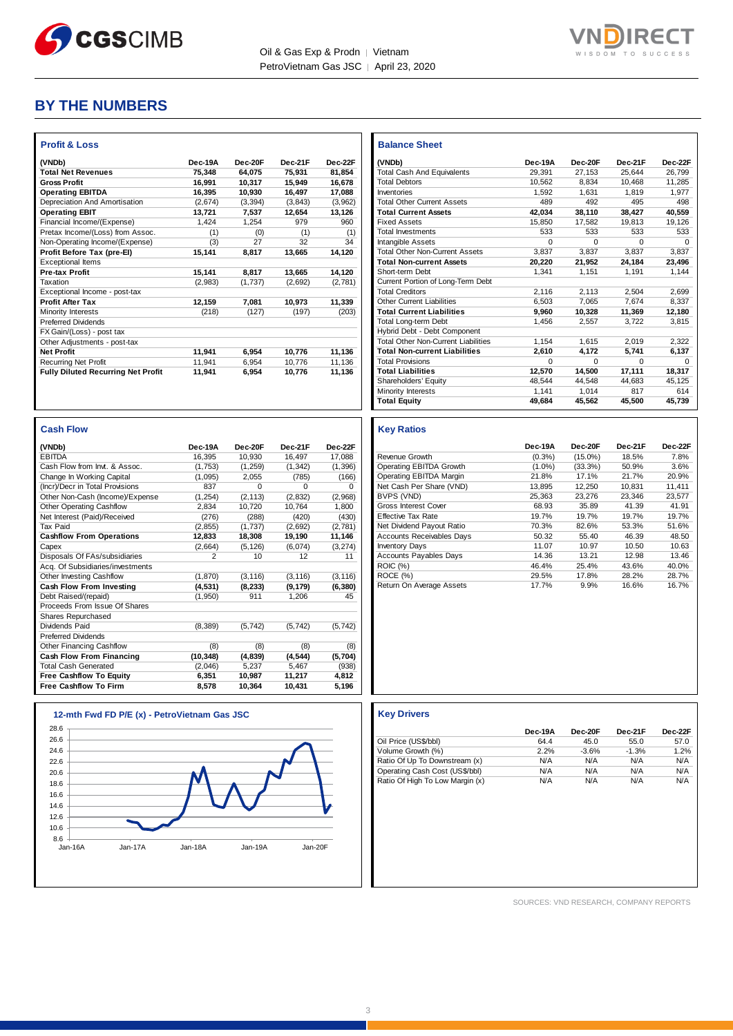# BY THE NUMBERS

### Profit & Loss

| (VNDb) | Dec-19A | Dec-20F | Dec-21F | Dec-22F |
|---|---|---|---|---|
| **Total Net Revenues** | **75,348** | **64,075** | **75,931** | **81,854** |
| **Gross Profit** | **16,991** | **10,317** | **15,949** | **16,678** |
| **Operating EBITDA** | **16,395** | **10,930** | **16,497** | **17,088** |
| Depreciation And Amortisation | (2,674) | (3,394) | (3,843) | (3,962) |
| **Operating EBIT** | **13,721** | **7,537** | **12,654** | **13,126** |
| Financial Income/(Expense) | 1,424 | 1,254 | 979 | 960 |
| Pretax Income/(Loss) from Assoc. | (1) | (0) | (1) | (1) |
| Non-Operating Income/(Expense) | (3) | 27 | 32 | 34 |
| **Profit Before Tax (pre-EI)** | **15,141** | **8,817** | **13,665** | **14,120** |
| Exceptional Items | | | | |
| **Pre-tax Profit** | **15,141** | **8,817** | **13,665** | **14,120** |
| Taxation | (2,983) | (1,737) | (2,692) | (2,781) |
| Exceptional Income - post-tax | | | | |
| **Profit After Tax** | **12,159** | **7,081** | **10,973** | **11,339** |
| Minority Interests | (218) | (127) | (197) | (203) |
| Preferred Dividends | | | | |
| FX Gain/(Loss) - post tax | | | | |
| Other Adjustments - post-tax | | | | |
| **Net Profit** | **11,941** | **6,954** | **10,776** | **11,136** |
| Recurring Net Profit | 11,941 | 6,954 | 10,776 | 11,136 |
| **Fully Diluted Recurring Net Profit** | **11,941** | **6,954** | **10,776** | **11,136** |

### Balance Sheet

| (VNDb) | Dec-19A | Dec-20F | Dec-21F | Dec-22F |
|---|---|---|---|---|
| Total Cash And Equivalents | 29,391 | 27,153 | 25,644 | 26,799 |
| Total Debtors | 10,562 | 8,834 | 10,468 | 11,285 |
| Inventories | 1,592 | 1,631 | 1,819 | 1,977 |
| Total Other Current Assets | 489 | 492 | 495 | 498 |
| **Total Current Assets** | **42,034** | **38,110** | **38,427** | **40,559** |
| Fixed Assets | 15,850 | 17,582 | 19,813 | 19,126 |
| Total Investments | 533 | 533 | 533 | 533 |
| Intangible Assets | 0 | 0 | 0 | 0 |
| Total Other Non-Current Assets | 3,837 | 3,837 | 3,837 | 3,837 |
| **Total Non-current Assets** | **20,220** | **21,952** | **24,184** | **23,496** |
| Short-term Debt | 1,341 | 1,151 | 1,191 | 1,144 |
| Current Portion of Long-Term Debt | | | | |
| Total Creditors | 2,116 | 2,113 | 2,504 | 2,699 |
| Other Current Liabilities | 6,503 | 7,065 | 7,674 | 8,337 |
| **Total Current Liabilities** | **9,960** | **10,328** | **11,369** | **12,180** |
| Total Long-term Debt | 1,456 | 2,557 | 3,722 | 3,815 |
| Hybrid Debt - Debt Component | | | | |
| Total Other Non-Current Liabilities | 1,154 | 1,615 | 2,019 | 2,322 |
| **Total Non-current Liabilities** | **2,610** | **4,172** | **5,741** | **6,137** |
| Total Provisions | 0 | 0 | 0 | 0 |
| **Total Liabilities** | **12,570** | **14,500** | **17,111** | **18,317** |
| Shareholders' Equity | 48,544 | 44,548 | 44,683 | 45,125 |
| Minority Interests | 1,141 | 1,014 | 817 | 614 |
| **Total Equity** | **49,684** | **45,562** | **45,500** | **45,739** |

### Cash Flow

| (VNDb) | Dec-19A | Dec-20F | Dec-21F | Dec-22F |
|---|---|---|---|---|
| EBITDA | 16,395 | 10,930 | 16,497 | 17,088 |
| Cash Flow from Invt. & Assoc. | (1,753) | (1,259) | (1,342) | (1,396) |
| Change In Working Capital | (1,095) | 2,055 | (785) | (166) |
| (Incr)/Decr in Total Provisions | 837 | 0 | 0 | 0 |
| Other Non-Cash (Income)/Expense | (1,254) | (2,113) | (2,832) | (2,968) |
| Other Operating Cashflow | 2,834 | 10,720 | 10,764 | 1,800 |
| Net Interest (Paid)/Received | (276) | (288) | (420) | (430) |
| Tax Paid | (2,855) | (1,737) | (2,692) | (2,781) |
| **Cashflow From Operations** | **12,833** | **18,308** | **19,190** | **11,146** |
| Capex | (2,664) | (5,126) | (6,074) | (3,274) |
| Disposals Of FAs/subsidiaries | 2 | 10 | 12 | 11 |
| Acq. Of Subsidiaries/investments | | | | |
| Other Investing Cashflow | (1,870) | (3,116) | (3,116) | (3,116) |
| **Cash Flow From Investing** | **(4,531)** | **(8,233)** | **(9,179)** | **(6,380)** |
| Debt Raised/(repaid) | (1,950) | 911 | 1,206 | 45 |
| Proceeds From Issue Of Shares | | | | |
| Shares Repurchased | | | | |
| Dividends Paid | (8,389) | (5,742) | (5,742) | (5,742) |
| Preferred Dividends | | | | |
| Other Financing Cashflow | (8) | (8) | (8) | (8) |
| **Cash Flow From Financing** | **(10,348)** | **(4,839)** | **(4,544)** | **(5,704)** |
| Total Cash Generated | (2,046) | 5,237 | 5,467 | (938) |
| **Free Cashflow To Equity** | **6,351** | **10,987** | **11,217** | **4,812** |
| **Free Cashflow To Firm** | **8,578** | **10,364** | **10,431** | **5,196** |

### Key Ratios

| | Dec-19A | Dec-20F | Dec-21F | Dec-22F |
|---|---|---|---|---|
| Revenue Growth | (0.3%) | (15.0%) | 18.5% | 7.8% |
| Operating EBITDA Growth | (1.0%) | (33.3%) | 50.9% | 3.6% |
| Operating EBITDA Margin | 21.8% | 17.1% | 21.7% | 20.9% |
| Net Cash Per Share (VND) | 13,895 | 12,250 | 10,831 | 11,411 |
| BVPS (VND) | 25,363 | 23,276 | 23,346 | 23,577 |
| Gross Interest Cover | 68.93 | 35.89 | 41.39 | 41.91 |
| Effective Tax Rate | 19.7% | 19.7% | 19.7% | 19.7% |
| Net Dividend Payout Ratio | 70.3% | 82.6% | 53.3% | 51.6% |
| Accounts Receivables Days | 50.32 | 55.40 | 46.39 | 48.50 |
| Inventory Days | 11.07 | 10.97 | 10.50 | 10.63 |
| Accounts Payables Days | 14.36 | 13.21 | 12.98 | 13.46 |
| ROIC (%) | 46.4% | 25.4% | 43.6% | 40.0% |
| ROCE (%) | 29.5% | 17.8% | 28.2% | 28.7% |
| Return On Average Assets | 17.7% | 9.9% | 16.6% | 16.7% |

### 12-mth Fwd FD P/E (x) - PetroVietnam Gas JSC

### Key Drivers

| | Dec-19A | Dec-20F | Dec-21F | Dec-22F |
|---|---|---|---|---|
| Oil Price (US$/bbl) | 64.4 | 45.0 | 55.0 | 57.0 |
| Volume Growth (%) | 2.2% | -3.6% | -1.3% | 1.2% |
| Ratio Of Up To Downstream (x) | N/A | N/A | N/A | N/A |
| Operating Cash Cost (US$/bbl) | N/A | N/A | N/A | N/A |
| Ratio Of High To Low Margin (x) | N/A | N/A | N/A | N/A |

SOURCES: VND RESEARCH, COMPANY REPORTS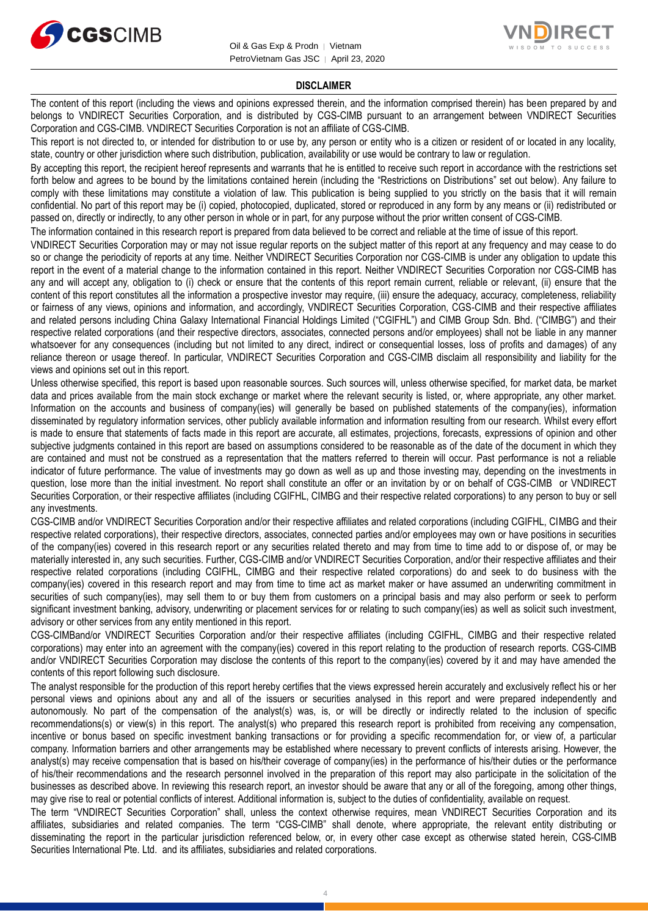## DISCLAIMER

The content of this report (including the views and opinions expressed therein, and the information comprised therein) has been prepared by and belongs to VNDIRECT Securities Corporation, and is distributed by CGS-CIMB pursuant to an arrangement between VNDIRECT Securities Corporation and CGS-CIMB. VNDIRECT Securities Corporation is not an affiliate of CGS-CIMB.

This report is not directed to, or intended for distribution to or use by, any person or entity who is a citizen or resident of or located in any locality, state, country or other jurisdiction where such distribution, publication, availability or use would be contrary to law or regulation.

By accepting this report, the recipient hereof represents and warrants that he is entitled to receive such report in accordance with the restrictions set forth below and agrees to be bound by the limitations contained herein (including the "Restrictions on Distributions" set out below). Any failure to comply with these limitations may constitute a violation of law. This publication is being supplied to you strictly on the basis that it will remain confidential. No part of this report may be (i) copied, photocopied, duplicated, stored or reproduced in any form by any means or (ii) redistributed or passed on, directly or indirectly, to any other person in whole or in part, for any purpose without the prior written consent of CGS-CIMB.

The information contained in this research report is prepared from data believed to be correct and reliable at the time of issue of this report.

VNDIRECT Securities Corporation may or may not issue regular reports on the subject matter of this report at any frequency and may cease to do so or change the periodicity of reports at any time. Neither VNDIRECT Securities Corporation nor CGS-CIMB is under any obligation to update this report in the event of a material change to the information contained in this report. Neither VNDIRECT Securities Corporation nor CGS-CIMB has any and will accept any, obligation to (i) check or ensure that the contents of this report remain current, reliable or relevant, (ii) ensure that the content of this report constitutes all the information a prospective investor may require, (iii) ensure the adequacy, accuracy, completeness, reliability or fairness of any views, opinions and information, and accordingly, VNDIRECT Securities Corporation, CGS-CIMB and their respective affiliates and related persons including China Galaxy International Financial Holdings Limited ("CGIFHL") and CIMB Group Sdn. Bhd. ("CIMBG") and their respective related corporations (and their respective directors, associates, connected persons and/or employees) shall not be liable in any manner whatsoever for any consequences (including but not limited to any direct, indirect or consequential losses, loss of profits and damages) of any reliance thereon or usage thereof. In particular, VNDIRECT Securities Corporation and CGS-CIMB disclaim all responsibility and liability for the views and opinions set out in this report.

Unless otherwise specified, this report is based upon reasonable sources. Such sources will, unless otherwise specified, for market data, be market data and prices available from the main stock exchange or market where the relevant security is listed, or, where appropriate, any other market. Information on the accounts and business of company(ies) will generally be based on published statements of the company(ies), information disseminated by regulatory information services, other publicly available information and information resulting from our research. Whilst every effort is made to ensure that statements of facts made in this report are accurate, all estimates, projections, forecasts, expressions of opinion and other subjective judgments contained in this report are based on assumptions considered to be reasonable as of the date of the document in which they are contained and must not be construed as a representation that the matters referred to therein will occur. Past performance is not a reliable indicator of future performance. The value of investments may go down as well as up and those investing may, depending on the investments in question, lose more than the initial investment. No report shall constitute an offer or an invitation by or on behalf of CGS-CIMB or VNDIRECT Securities Corporation, or their respective affiliates (including CGIFHL, CIMBG and their respective related corporations) to any person to buy or sell any investments.

CGS-CIMB and/or VNDIRECT Securities Corporation and/or their respective affiliates and related corporations (including CGIFHL, CIMBG and their respective related corporations), their respective directors, associates, connected parties and/or employees may own or have positions in securities of the company(ies) covered in this research report or any securities related thereto and may from time to time add to or dispose of, or may be materially interested in, any such securities. Further, CGS-CIMB and/or VNDIRECT Securities Corporation, and/or their respective affiliates and their respective related corporations (including CGIFHL, CIMBG and their respective related corporations) do and seek to do business with the company(ies) covered in this research report and may from time to time act as market maker or have assumed an underwriting commitment in securities of such company(ies), may sell them to or buy them from customers on a principal basis and may also perform or seek to perform significant investment banking, advisory, underwriting or placement services for or relating to such company(ies) as well as solicit such investment, advisory or other services from any entity mentioned in this report.

CGS-CIMBand/or VNDIRECT Securities Corporation and/or their respective affiliates (including CGIFHL, CIMBG and their respective related corporations) may enter into an agreement with the company(ies) covered in this report relating to the production of research reports. CGS-CIMB and/or VNDIRECT Securities Corporation may disclose the contents of this report to the company(ies) covered by it and may have amended the contents of this report following such disclosure.

The analyst responsible for the production of this report hereby certifies that the views expressed herein accurately and exclusively reflect his or her personal views and opinions about any and all of the issuers or securities analysed in this report and were prepared independently and autonomously. No part of the compensation of the analyst(s) was, is, or will be directly or indirectly related to the inclusion of specific recommendations(s) or view(s) in this report. The analyst(s) who prepared this research report is prohibited from receiving any compensation, incentive or bonus based on specific investment banking transactions or for providing a specific recommendation for, or view of, a particular company. Information barriers and other arrangements may be established where necessary to prevent conflicts of interests arising. However, the analyst(s) may receive compensation that is based on his/their coverage of company(ies) in the performance of his/their duties or the performance of his/their recommendations and the research personnel involved in the preparation of this report may also participate in the solicitation of the businesses as described above. In reviewing this research report, an investor should be aware that any or all of the foregoing, among other things, may give rise to real or potential conflicts of interest. Additional information is, subject to the duties of confidentiality, available on request.

The term "VNDIRECT Securities Corporation" shall, unless the context otherwise requires, mean VNDIRECT Securities Corporation and its affiliates, subsidiaries and related companies. The term "CGS-CIMB" shall denote, where appropriate, the relevant entity distributing or disseminating the report in the particular jurisdiction referenced below, or, in every other case except as otherwise stated herein, CGS-CIMB Securities International Pte. Ltd. and its affiliates, subsidiaries and related corporations.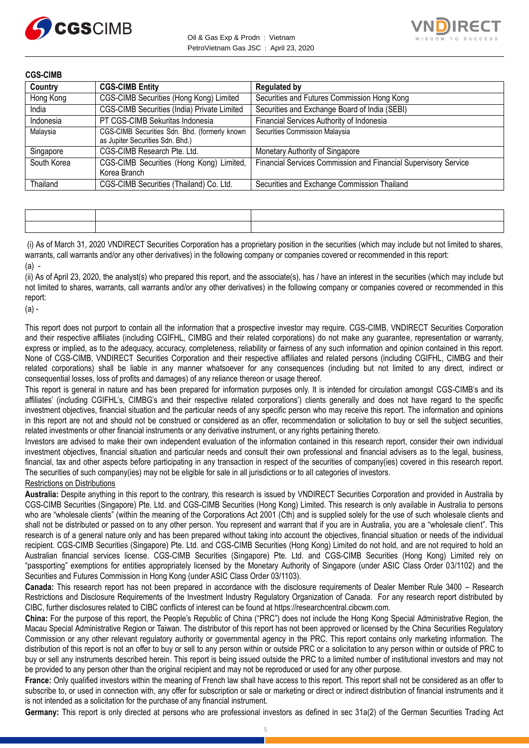**CGS-CIMB**

| Country | CGS-CIMB Entity | Regulated by |
|---|---|---|
| Hong Kong | CGS-CIMB Securities (Hong Kong) Limited | Securities and Futures Commission Hong Kong |
| India | CGS-CIMB Securities (India) Private Limited | Securities and Exchange Board of India (SEBI) |
| Indonesia | PT CGS-CIMB Sekuritas Indonesia | Financial Services Authority of Indonesia |
| Malaysia | CGS-CIMB Securities Sdn. Bhd. (formerly known as Jupiter Securities Sdn. Bhd.) | Securities Commission Malaysia |
| Singapore | CGS-CIMB Research Pte. Ltd. | Monetary Authority of Singapore |
| South Korea | CGS-CIMB Securities (Hong Kong) Limited, Korea Branch | Financial Services Commission and Financial Supervisory Service |
| Thailand | CGS-CIMB Securities (Thailand) Co. Ltd. | Securities and Exchange Commission Thailand |

| | | |
|---|---|---|
| | | |
| | | |

(i) As of March 31, 2020 VNDIRECT Securities Corporation has a proprietary position in the securities (which may include but not limited to shares, warrants, call warrants and/or any other derivatives) in the following company or companies covered or recommended in this report:

(a) -

(ii) As of April 23, 2020, the analyst(s) who prepared this report, and the associate(s), has / have an interest in the securities (which may include but not limited to shares, warrants, call warrants and/or any other derivatives) in the following company or companies covered or recommended in this report:

(a) -

This report does not purport to contain all the information that a prospective investor may require. CGS-CIMB, VNDIRECT Securities Corporation and their respective affiliates (including CGIFHL, CIMBG and their related corporations) do not make any guarantee, representation or warranty, express or implied, as to the adequacy, accuracy, completeness, reliability or fairness of any such information and opinion contained in this report. None of CGS-CIMB, VNDIRECT Securities Corporation and their respective affiliates and related persons (including CGIFHL, CIMBG and their related corporations) shall be liable in any manner whatsoever for any consequences (including but not limited to any direct, indirect or consequential losses, loss of profits and damages) of any reliance thereon or usage thereof.

This report is general in nature and has been prepared for information purposes only. It is intended for circulation amongst CGS-CIMB's and its affiliates' (including CGIFHL's, CIMBG's and their respective related corporations') clients generally and does not have regard to the specific investment objectives, financial situation and the particular needs of any specific person who may receive this report. The information and opinions in this report are not and should not be construed or considered as an offer, recommendation or solicitation to buy or sell the subject securities, related investments or other financial instruments or any derivative instrument, or any rights pertaining thereto.

Investors are advised to make their own independent evaluation of the information contained in this research report, consider their own individual investment objectives, financial situation and particular needs and consult their own professional and financial advisers as to the legal, business, financial, tax and other aspects before participating in any transaction in respect of the securities of company(ies) covered in this research report. The securities of such company(ies) may not be eligible for sale in all jurisdictions or to all categories of investors.

Restrictions on Distributions

**Australia:** Despite anything in this report to the contrary, this research is issued by VNDIRECT Securities Corporation and provided in Australia by CGS-CIMB Securities (Singapore) Pte. Ltd. and CGS-CIMB Securities (Hong Kong) Limited. This research is only available in Australia to persons who are "wholesale clients" (within the meaning of the Corporations Act 2001 (Cth) and is supplied solely for the use of such wholesale clients and shall not be distributed or passed on to any other person. You represent and warrant that if you are in Australia, you are a "wholesale client". This research is of a general nature only and has been prepared without taking into account the objectives, financial situation or needs of the individual recipient. CGS-CIMB Securities (Singapore) Pte. Ltd. and CGS-CIMB Securities (Hong Kong) Limited do not hold, and are not required to hold an Australian financial services license. CGS-CIMB Securities (Singapore) Pte. Ltd. and CGS-CIMB Securities (Hong Kong) Limited rely on "passporting" exemptions for entities appropriately licensed by the Monetary Authority of Singapore (under ASIC Class Order 03/1102) and the Securities and Futures Commission in Hong Kong (under ASIC Class Order 03/1103).

**Canada:** This research report has not been prepared in accordance with the disclosure requirements of Dealer Member Rule 3400 – Research Restrictions and Disclosure Requirements of the Investment Industry Regulatory Organization of Canada. For any research report distributed by CIBC, further disclosures related to CIBC conflicts of interest can be found at https://researchcentral.cibcwm.com.

**China:** For the purpose of this report, the People's Republic of China ("PRC") does not include the Hong Kong Special Administrative Region, the Macau Special Administrative Region or Taiwan. The distributor of this report has not been approved or licensed by the China Securities Regulatory Commission or any other relevant regulatory authority or governmental agency in the PRC. This report contains only marketing information. The distribution of this report is not an offer to buy or sell to any person within or outside PRC or a solicitation to any person within or outside of PRC to buy or sell any instruments described herein. This report is being issued outside the PRC to a limited number of institutional investors and may not be provided to any person other than the original recipient and may not be reproduced or used for any other purpose.

**France:** Only qualified investors within the meaning of French law shall have access to this report. This report shall not be considered as an offer to subscribe to, or used in connection with, any offer for subscription or sale or marketing or direct or indirect distribution of financial instruments and it is not intended as a solicitation for the purchase of any financial instrument.

**Germany:** This report is only directed at persons who are professional investors as defined in sec 31a(2) of the German Securities Trading Act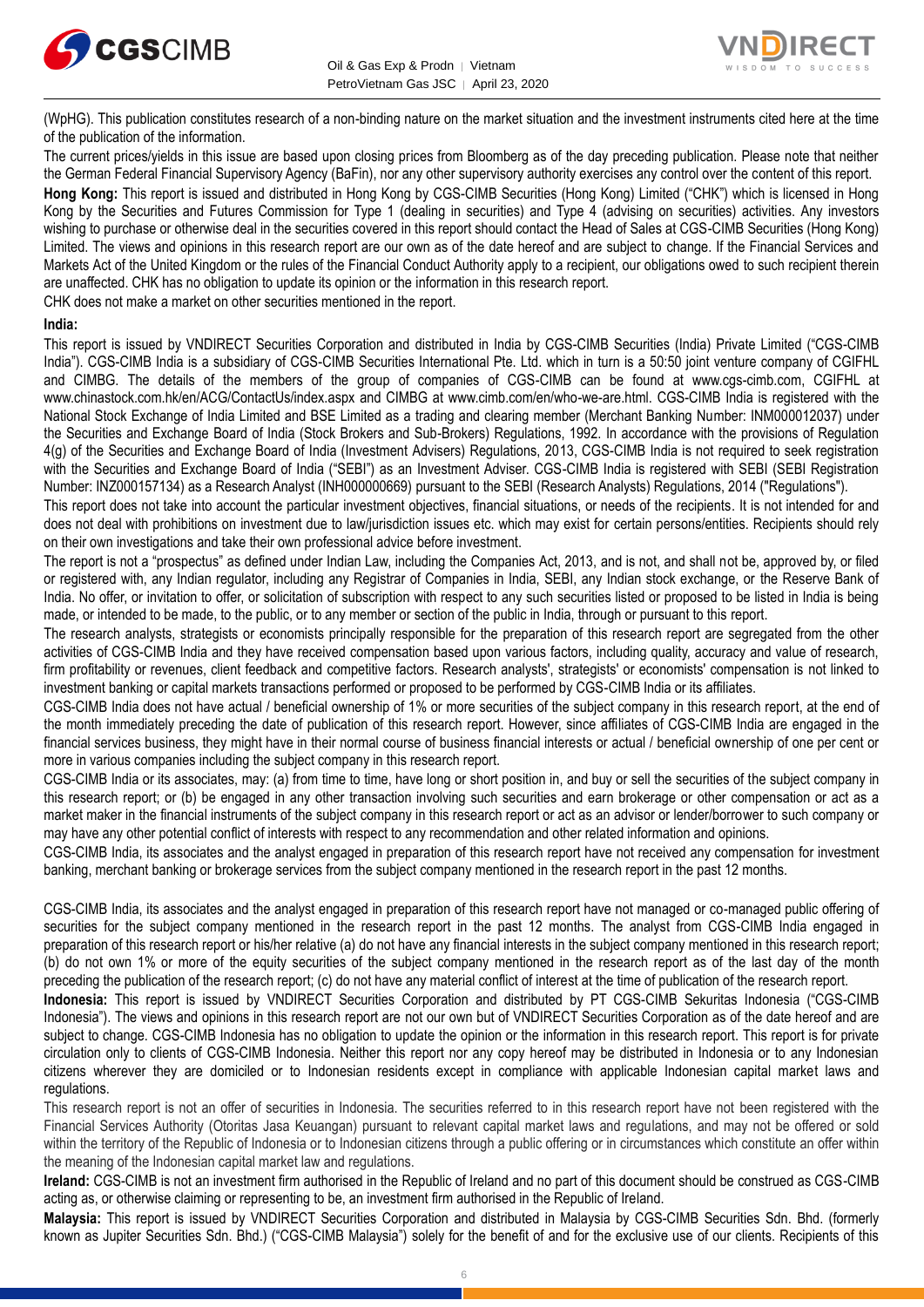(WpHG). This publication constitutes research of a non-binding nature on the market situation and the investment instruments cited here at the time of the publication of the information.

The current prices/yields in this issue are based upon closing prices from Bloomberg as of the day preceding publication. Please note that neither the German Federal Financial Supervisory Agency (BaFin), nor any other supervisory authority exercises any control over the content of this report.

**Hong Kong:** This report is issued and distributed in Hong Kong by CGS-CIMB Securities (Hong Kong) Limited ("CHK") which is licensed in Hong Kong by the Securities and Futures Commission for Type 1 (dealing in securities) and Type 4 (advising on securities) activities. Any investors wishing to purchase or otherwise deal in the securities covered in this report should contact the Head of Sales at CGS-CIMB Securities (Hong Kong) Limited. The views and opinions in this research report are our own as of the date hereof and are subject to change. If the Financial Services and Markets Act of the United Kingdom or the rules of the Financial Conduct Authority apply to a recipient, our obligations owed to such recipient therein are unaffected. CHK has no obligation to update its opinion or the information in this research report.

CHK does not make a market on other securities mentioned in the report.

**India:**

This report is issued by VNDIRECT Securities Corporation and distributed in India by CGS-CIMB Securities (India) Private Limited ("CGS-CIMB India"). CGS-CIMB India is a subsidiary of CGS-CIMB Securities International Pte. Ltd. which in turn is a 50:50 joint venture company of CGIFHL and CIMBG. The details of the members of the group of companies of CGS-CIMB can be found at www.cgs-cimb.com, CGIFHL at www.chinastock.com.hk/en/ACG/ContactUs/index.aspx and CIMBG at www.cimb.com/en/who-we-are.html. CGS-CIMB India is registered with the National Stock Exchange of India Limited and BSE Limited as a trading and clearing member (Merchant Banking Number: INM000012037) under the Securities and Exchange Board of India (Stock Brokers and Sub-Brokers) Regulations, 1992. In accordance with the provisions of Regulation 4(g) of the Securities and Exchange Board of India (Investment Advisers) Regulations, 2013, CGS-CIMB India is not required to seek registration with the Securities and Exchange Board of India ("SEBI") as an Investment Adviser. CGS-CIMB India is registered with SEBI (SEBI Registration Number: INZ000157134) as a Research Analyst (INH000000669) pursuant to the SEBI (Research Analysts) Regulations, 2014 ("Regulations").

This report does not take into account the particular investment objectives, financial situations, or needs of the recipients. It is not intended for and does not deal with prohibitions on investment due to law/jurisdiction issues etc. which may exist for certain persons/entities. Recipients should rely on their own investigations and take their own professional advice before investment.

The report is not a "prospectus" as defined under Indian Law, including the Companies Act, 2013, and is not, and shall not be, approved by, or filed or registered with, any Indian regulator, including any Registrar of Companies in India, SEBI, any Indian stock exchange, or the Reserve Bank of India. No offer, or invitation to offer, or solicitation of subscription with respect to any such securities listed or proposed to be listed in India is being made, or intended to be made, to the public, or to any member or section of the public in India, through or pursuant to this report.

The research analysts, strategists or economists principally responsible for the preparation of this research report are segregated from the other activities of CGS-CIMB India and they have received compensation based upon various factors, including quality, accuracy and value of research, firm profitability or revenues, client feedback and competitive factors. Research analysts', strategists' or economists' compensation is not linked to investment banking or capital markets transactions performed or proposed to be performed by CGS-CIMB India or its affiliates.

CGS-CIMB India does not have actual / beneficial ownership of 1% or more securities of the subject company in this research report, at the end of the month immediately preceding the date of publication of this research report. However, since affiliates of CGS-CIMB India are engaged in the financial services business, they might have in their normal course of business financial interests or actual / beneficial ownership of one per cent or more in various companies including the subject company in this research report.

CGS-CIMB India or its associates, may: (a) from time to time, have long or short position in, and buy or sell the securities of the subject company in this research report; or (b) be engaged in any other transaction involving such securities and earn brokerage or other compensation or act as a market maker in the financial instruments of the subject company in this research report or act as an advisor or lender/borrower to such company or may have any other potential conflict of interests with respect to any recommendation and other related information and opinions.

CGS-CIMB India, its associates and the analyst engaged in preparation of this research report have not received any compensation for investment banking, merchant banking or brokerage services from the subject company mentioned in the research report in the past 12 months.

CGS-CIMB India, its associates and the analyst engaged in preparation of this research report have not managed or co-managed public offering of securities for the subject company mentioned in the research report in the past 12 months. The analyst from CGS-CIMB India engaged in preparation of this research report or his/her relative (a) do not have any financial interests in the subject company mentioned in this research report; (b) do not own 1% or more of the equity securities of the subject company mentioned in the research report as of the last day of the month preceding the publication of the research report; (c) do not have any material conflict of interest at the time of publication of the research report.

**Indonesia:** This report is issued by VNDIRECT Securities Corporation and distributed by PT CGS-CIMB Sekuritas Indonesia ("CGS-CIMB Indonesia"). The views and opinions in this research report are not our own but of VNDIRECT Securities Corporation as of the date hereof and are subject to change. CGS-CIMB Indonesia has no obligation to update the opinion or the information in this research report. This report is for private circulation only to clients of CGS-CIMB Indonesia. Neither this report nor any copy hereof may be distributed in Indonesia or to any Indonesian citizens wherever they are domiciled or to Indonesian residents except in compliance with applicable Indonesian capital market laws and regulations.

This research report is not an offer of securities in Indonesia. The securities referred to in this research report have not been registered with the Financial Services Authority (Otoritas Jasa Keuangan) pursuant to relevant capital market laws and regulations, and may not be offered or sold within the territory of the Republic of Indonesia or to Indonesian citizens through a public offering or in circumstances which constitute an offer within the meaning of the Indonesian capital market law and regulations.

**Ireland:** CGS-CIMB is not an investment firm authorised in the Republic of Ireland and no part of this document should be construed as CGS-CIMB acting as, or otherwise claiming or representing to be, an investment firm authorised in the Republic of Ireland.

**Malaysia:** This report is issued by VNDIRECT Securities Corporation and distributed in Malaysia by CGS-CIMB Securities Sdn. Bhd. (formerly known as Jupiter Securities Sdn. Bhd.) ("CGS-CIMB Malaysia") solely for the benefit of and for the exclusive use of our clients. Recipients of this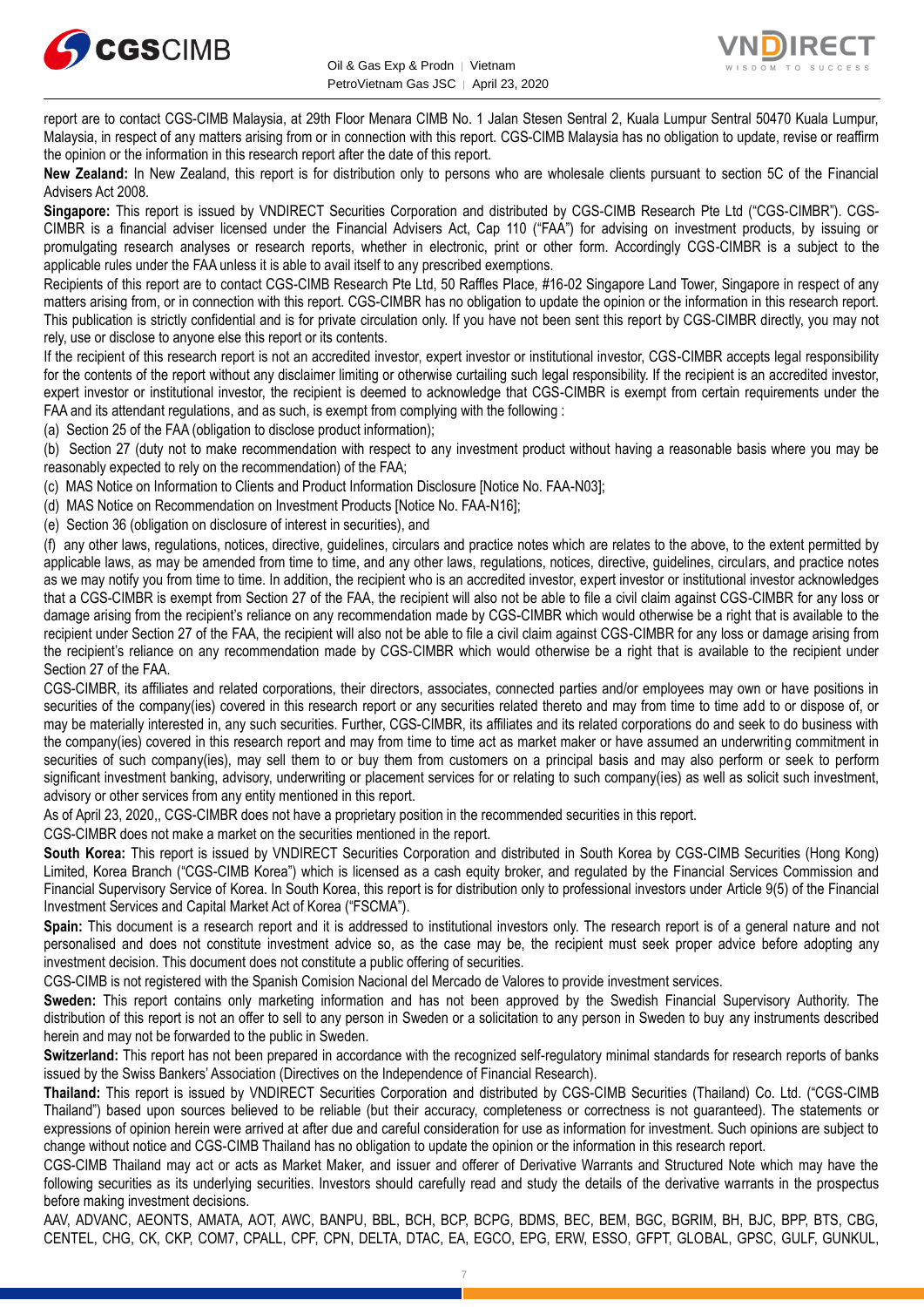report are to contact CGS-CIMB Malaysia, at 29th Floor Menara CIMB No. 1 Jalan Stesen Sentral 2, Kuala Lumpur Sentral 50470 Kuala Lumpur, Malaysia, in respect of any matters arising from or in connection with this report. CGS-CIMB Malaysia has no obligation to update, revise or reaffirm the opinion or the information in this research report after the date of this report.

**New Zealand:** In New Zealand, this report is for distribution only to persons who are wholesale clients pursuant to section 5C of the Financial Advisers Act 2008.

**Singapore:** This report is issued by VNDIRECT Securities Corporation and distributed by CGS-CIMB Research Pte Ltd ("CGS-CIMBR"). CGS-CIMBR is a financial adviser licensed under the Financial Advisers Act, Cap 110 ("FAA") for advising on investment products, by issuing or promulgating research analyses or research reports, whether in electronic, print or other form. Accordingly CGS-CIMBR is a subject to the applicable rules under the FAA unless it is able to avail itself to any prescribed exemptions.

Recipients of this report are to contact CGS-CIMB Research Pte Ltd, 50 Raffles Place, #16-02 Singapore Land Tower, Singapore in respect of any matters arising from, or in connection with this report. CGS-CIMBR has no obligation to update the opinion or the information in this research report. This publication is strictly confidential and is for private circulation only. If you have not been sent this report by CGS-CIMBR directly, you may not rely, use or disclose to anyone else this report or its contents.

If the recipient of this research report is not an accredited investor, expert investor or institutional investor, CGS-CIMBR accepts legal responsibility for the contents of the report without any disclaimer limiting or otherwise curtailing such legal responsibility. If the recipient is an accredited investor, expert investor or institutional investor, the recipient is deemed to acknowledge that CGS-CIMBR is exempt from certain requirements under the FAA and its attendant regulations, and as such, is exempt from complying with the following :

(a) Section 25 of the FAA (obligation to disclose product information);

(b) Section 27 (duty not to make recommendation with respect to any investment product without having a reasonable basis where you may be reasonably expected to rely on the recommendation) of the FAA;

(c) MAS Notice on Information to Clients and Product Information Disclosure [Notice No. FAA-N03];

(d) MAS Notice on Recommendation on Investment Products [Notice No. FAA-N16];

(e) Section 36 (obligation on disclosure of interest in securities), and

(f) any other laws, regulations, notices, directive, guidelines, circulars and practice notes which are relates to the above, to the extent permitted by applicable laws, as may be amended from time to time, and any other laws, regulations, notices, directive, guidelines, circulars, and practice notes as we may notify you from time to time. In addition, the recipient who is an accredited investor, expert investor or institutional investor acknowledges that a CGS-CIMBR is exempt from Section 27 of the FAA, the recipient will also not be able to file a civil claim against CGS-CIMBR for any loss or damage arising from the recipient's reliance on any recommendation made by CGS-CIMBR which would otherwise be a right that is available to the recipient under Section 27 of the FAA, the recipient will also not be able to file a civil claim against CGS-CIMBR for any loss or damage arising from the recipient's reliance on any recommendation made by CGS-CIMBR which would otherwise be a right that is available to the recipient under Section 27 of the FAA.

CGS-CIMBR, its affiliates and related corporations, their directors, associates, connected parties and/or employees may own or have positions in securities of the company(ies) covered in this research report or any securities related thereto and may from time to time add to or dispose of, or may be materially interested in, any such securities. Further, CGS-CIMBR, its affiliates and its related corporations do and seek to do business with the company(ies) covered in this research report and may from time to time act as market maker or have assumed an underwriting commitment in securities of such company(ies), may sell them to or buy them from customers on a principal basis and may also perform or seek to perform significant investment banking, advisory, underwriting or placement services for or relating to such company(ies) as well as solicit such investment, advisory or other services from any entity mentioned in this report.

As of April 23, 2020,, CGS-CIMBR does not have a proprietary position in the recommended securities in this report.

CGS-CIMBR does not make a market on the securities mentioned in the report.

**South Korea:** This report is issued by VNDIRECT Securities Corporation and distributed in South Korea by CGS-CIMB Securities (Hong Kong) Limited, Korea Branch ("CGS-CIMB Korea") which is licensed as a cash equity broker, and regulated by the Financial Services Commission and Financial Supervisory Service of Korea. In South Korea, this report is for distribution only to professional investors under Article 9(5) of the Financial Investment Services and Capital Market Act of Korea ("FSCMA").

**Spain:** This document is a research report and it is addressed to institutional investors only. The research report is of a general nature and not personalised and does not constitute investment advice so, as the case may be, the recipient must seek proper advice before adopting any investment decision. This document does not constitute a public offering of securities.

CGS-CIMB is not registered with the Spanish Comision Nacional del Mercado de Valores to provide investment services.

**Sweden:** This report contains only marketing information and has not been approved by the Swedish Financial Supervisory Authority. The distribution of this report is not an offer to sell to any person in Sweden or a solicitation to any person in Sweden to buy any instruments described herein and may not be forwarded to the public in Sweden.

**Switzerland:** This report has not been prepared in accordance with the recognized self-regulatory minimal standards for research reports of banks issued by the Swiss Bankers' Association (Directives on the Independence of Financial Research).

**Thailand:** This report is issued by VNDIRECT Securities Corporation and distributed by CGS-CIMB Securities (Thailand) Co. Ltd. ("CGS-CIMB Thailand") based upon sources believed to be reliable (but their accuracy, completeness or correctness is not guaranteed). The statements or expressions of opinion herein were arrived at after due and careful consideration for use as information for investment. Such opinions are subject to change without notice and CGS-CIMB Thailand has no obligation to update the opinion or the information in this research report.

CGS-CIMB Thailand may act or acts as Market Maker, and issuer and offerer of Derivative Warrants and Structured Note which may have the following securities as its underlying securities. Investors should carefully read and study the details of the derivative warrants in the prospectus before making investment decisions.

AAV, ADVANC, AEONTS, AMATA, AOT, AWC, BANPU, BBL, BCH, BCP, BCPG, BDMS, BEC, BEM, BGC, BGRIM, BH, BJC, BPP, BTS, CBG, CENTEL, CHG, CK, CKP, COM7, CPALL, CPF, CPN, DELTA, DTAC, EA, EGCO, EPG, ERW, ESSO, GFPT, GLOBAL, GPSC, GULF, GUNKUL,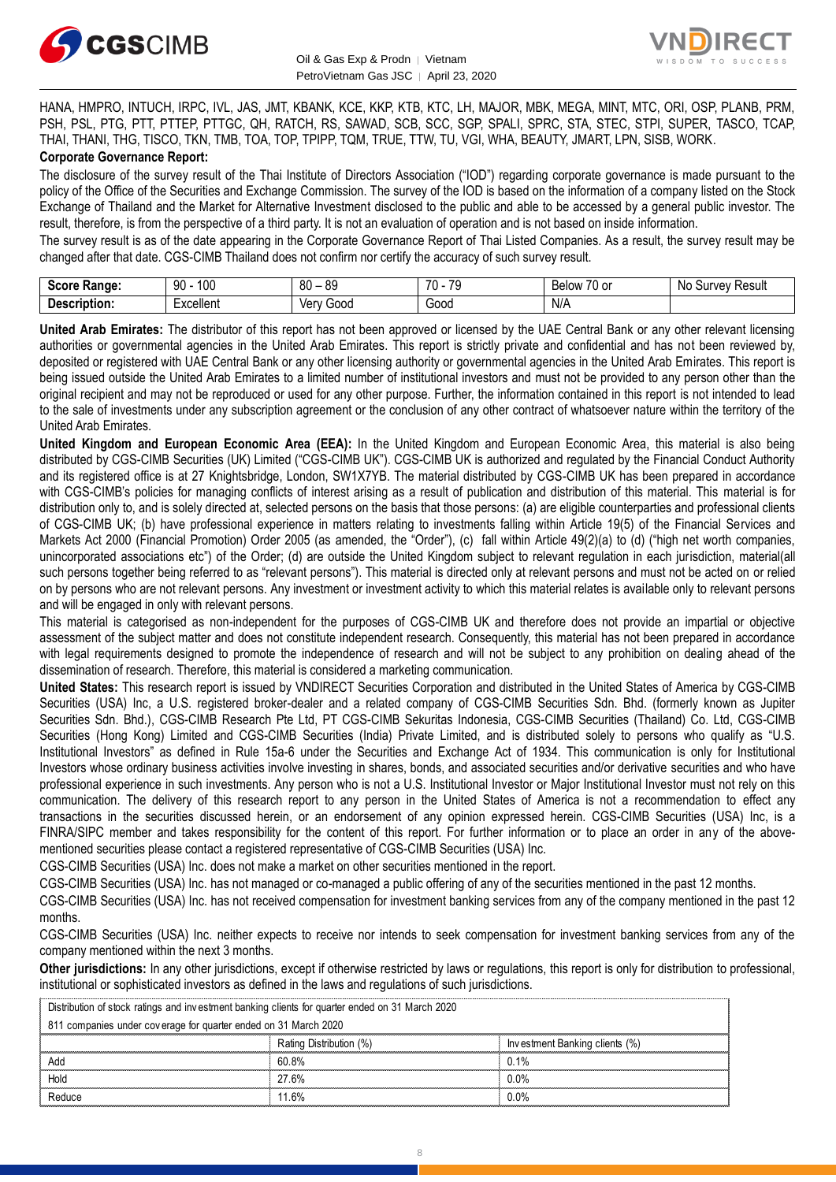HANA, HMPRO, INTUCH, IRPC, IVL, JAS, JMT, KBANK, KCE, KKP, KTB, KTC, LH, MAJOR, MBK, MEGA, MINT, MTC, ORI, OSP, PLANB, PRM, PSH, PSL, PTG, PTT, PTTEP, PTTGC, QH, RATCH, RS, SAWAD, SCB, SCC, SGP, SPALI, SPRC, STA, STEC, STPI, SUPER, TASCO, TCAP, THAI, THANI, THG, TISCO, TKN, TMB, TOA, TOP, TPIPP, TQM, TRUE, TTW, TU, VGI, WHA, BEAUTY, JMART, LPN, SISB, WORK.

**Corporate Governance Report:**

The disclosure of the survey result of the Thai Institute of Directors Association ("IOD") regarding corporate governance is made pursuant to the policy of the Office of the Securities and Exchange Commission. The survey of the IOD is based on the information of a company listed on the Stock Exchange of Thailand and the Market for Alternative Investment disclosed to the public and able to be accessed by a general public investor. The result, therefore, is from the perspective of a third party. It is not an evaluation of operation and is not based on inside information.

The survey result is as of the date appearing in the Corporate Governance Report of Thai Listed Companies. As a result, the survey result may be changed after that date. CGS-CIMB Thailand does not confirm nor certify the accuracy of such survey result.

| **Score Range:** | 90 - 100 | 80 – 89 | 70 - 79 | Below 70 or | No Survey Result |
|---|---|---|---|---|---|
| **Description:** | Excellent | Very Good | Good | N/A | |

**United Arab Emirates:** The distributor of this report has not been approved or licensed by the UAE Central Bank or any other relevant licensing authorities or governmental agencies in the United Arab Emirates. This report is strictly private and confidential and has not been reviewed by, deposited or registered with UAE Central Bank or any other licensing authority or governmental agencies in the United Arab Emirates. This report is being issued outside the United Arab Emirates to a limited number of institutional investors and must not be provided to any person other than the original recipient and may not be reproduced or used for any other purpose. Further, the information contained in this report is not intended to lead to the sale of investments under any subscription agreement or the conclusion of any other contract of whatsoever nature within the territory of the United Arab Emirates.

**United Kingdom and European Economic Area (EEA):** In the United Kingdom and European Economic Area, this material is also being distributed by CGS-CIMB Securities (UK) Limited ("CGS-CIMB UK"). CGS-CIMB UK is authorized and regulated by the Financial Conduct Authority and its registered office is at 27 Knightsbridge, London, SW1X7YB. The material distributed by CGS-CIMB UK has been prepared in accordance with CGS-CIMB's policies for managing conflicts of interest arising as a result of publication and distribution of this material. This material is for distribution only to, and is solely directed at, selected persons on the basis that those persons: (a) are eligible counterparties and professional clients of CGS-CIMB UK; (b) have professional experience in matters relating to investments falling within Article 19(5) of the Financial Services and Markets Act 2000 (Financial Promotion) Order 2005 (as amended, the "Order"), (c) fall within Article 49(2)(a) to (d) ("high net worth companies, unincorporated associations etc") of the Order; (d) are outside the United Kingdom subject to relevant regulation in each jurisdiction, material(all such persons together being referred to as "relevant persons"). This material is directed only at relevant persons and must not be acted on or relied on by persons who are not relevant persons. Any investment or investment activity to which this material relates is available only to relevant persons and will be engaged in only with relevant persons.

This material is categorised as non-independent for the purposes of CGS-CIMB UK and therefore does not provide an impartial or objective assessment of the subject matter and does not constitute independent research. Consequently, this material has not been prepared in accordance with legal requirements designed to promote the independence of research and will not be subject to any prohibition on dealing ahead of the dissemination of research. Therefore, this material is considered a marketing communication.

**United States:** This research report is issued by VNDIRECT Securities Corporation and distributed in the United States of America by CGS-CIMB Securities (USA) Inc, a U.S. registered broker-dealer and a related company of CGS-CIMB Securities Sdn. Bhd. (formerly known as Jupiter Securities Sdn. Bhd.), CGS-CIMB Research Pte Ltd, PT CGS-CIMB Sekuritas Indonesia, CGS-CIMB Securities (Thailand) Co. Ltd, CGS-CIMB Securities (Hong Kong) Limited and CGS-CIMB Securities (India) Private Limited, and is distributed solely to persons who qualify as "U.S. Institutional Investors" as defined in Rule 15a-6 under the Securities and Exchange Act of 1934. This communication is only for Institutional Investors whose ordinary business activities involve investing in shares, bonds, and associated securities and/or derivative securities and who have professional experience in such investments. Any person who is not a U.S. Institutional Investor or Major Institutional Investor must not rely on this communication. The delivery of this research report to any person in the United States of America is not a recommendation to effect any transactions in the securities discussed herein, or an endorsement of any opinion expressed herein. CGS-CIMB Securities (USA) Inc, is a FINRA/SIPC member and takes responsibility for the content of this report. For further information or to place an order in any of the above-mentioned securities please contact a registered representative of CGS-CIMB Securities (USA) Inc.

CGS-CIMB Securities (USA) Inc. does not make a market on other securities mentioned in the report.

CGS-CIMB Securities (USA) Inc. has not managed or co-managed a public offering of any of the securities mentioned in the past 12 months.

CGS-CIMB Securities (USA) Inc. has not received compensation for investment banking services from any of the company mentioned in the past 12 months.

CGS-CIMB Securities (USA) Inc. neither expects to receive nor intends to seek compensation for investment banking services from any of the company mentioned within the next 3 months.

**Other jurisdictions:** In any other jurisdictions, except if otherwise restricted by laws or regulations, this report is only for distribution to professional, institutional or sophisticated investors as defined in the laws and regulations of such jurisdictions.

| Distribution of stock ratings and investment banking clients for quarter ended on 31 March 2020 | | |
|---|---|---|
| 811 companies under coverage for quarter ended on 31 March 2020 | | |
| | Rating Distribution (%) | Investment Banking clients (%) |
| Add | 60.8% | 0.1% |
| Hold | 27.6% | 0.0% |
| Reduce | 11.6% | 0.0% |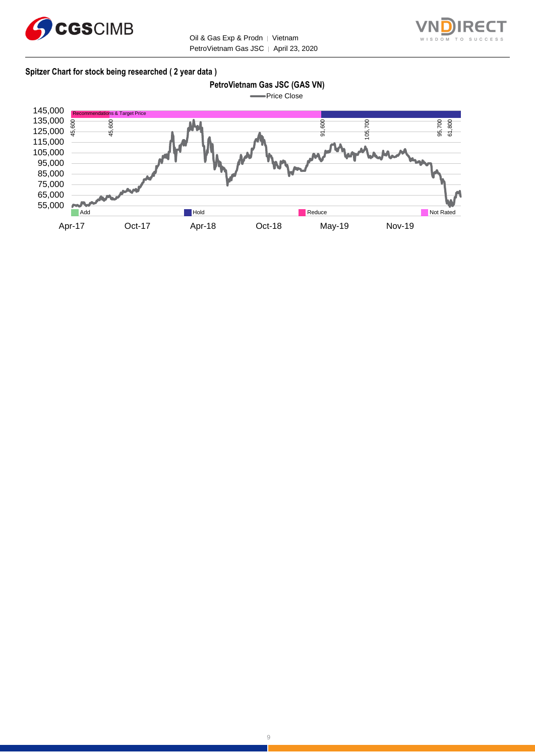**Spitzer Chart for stock being researched ( 2 year data )**

PetroVietnam Gas JSC (GAS VN)

Price Close

145,000
135,000
125,000
115,000
105,000
95,000
85,000
75,000
65,000
55,000

Recommendations & Target Price

45,600 45,600 91,600 105,700 95,700 61,800

Add Hold Reduce Not Rated

Apr-17 Oct-17 Apr-18 Oct-18 May-19 Nov-19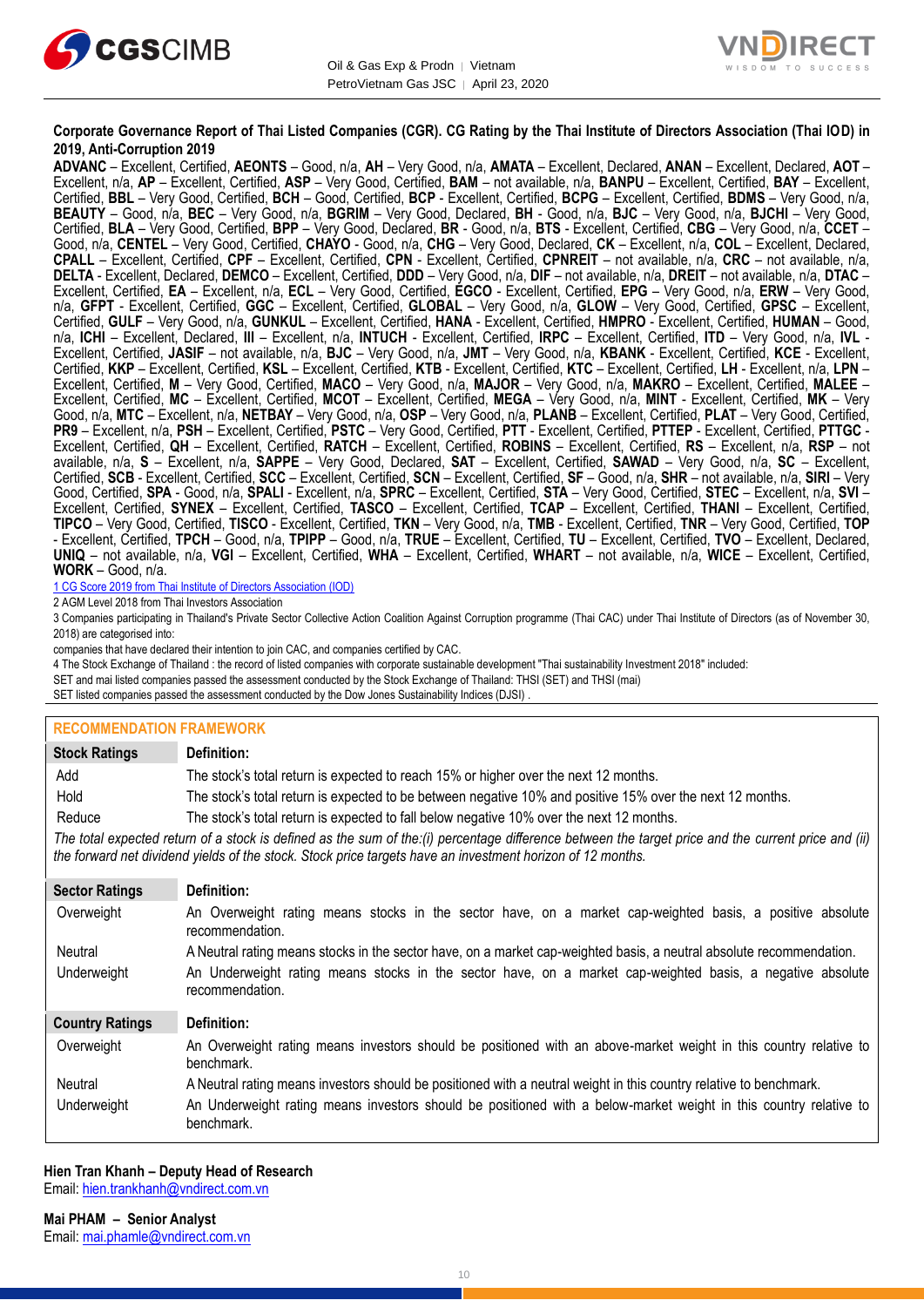**Corporate Governance Report of Thai Listed Companies (CGR). CG Rating by the Thai Institute of Directors Association (Thai IOD) in 2019, Anti-Corruption 2019**

**ADVANC** – Excellent, Certified, **AEONTS** – Good, n/a, **AH** – Very Good, n/a, **AMATA** – Excellent, Declared, **ANAN** – Excellent, Declared, **AOT** – Excellent, n/a, **AP** – Excellent, Certified, **ASP** – Very Good, Certified, **BAM** – not available, n/a, **BANPU** – Excellent, Certified, **BAY** – Excellent, Certified, **BBL** – Very Good, Certified, **BCH** – Good, Certified, **BCP** - Excellent, Certified, **BCPG** – Excellent, Certified, **BDMS** – Very Good, n/a, **BEAUTY** – Good, n/a, **BEC** – Very Good, n/a, **BGRIM** – Very Good, Declared, **BH** - Good, n/a, **BJC** – Very Good, n/a, **BJCHI** – Very Good, Certified, **BLA** – Very Good, Certified, **BPP** – Very Good, Declared, **BR** - Good, n/a, **BTS** - Excellent, Certified, **CBG** – Very Good, n/a, **CCET** – Good, n/a, **CENTEL** – Very Good, Certified, **CHAYO** - Good, n/a, **CHG** – Very Good, Declared, **CK** – Excellent, n/a, **COL** – Excellent, Declared, **CPALL** – Excellent, Certified, **CPF** – Excellent, Certified, **CPN** - Excellent, Certified, **CPNREIT** – not available, n/a, **CRC** – not available, n/a, **DELTA** - Excellent, Declared, **DEMCO** – Excellent, Certified, **DDD** – Very Good, n/a, **DIF** – not available, n/a, **DREIT** – not available, n/a, **DTAC** – Excellent, Certified, **EA** – Excellent, n/a, **ECL** – Very Good, Certified, **EGCO** - Excellent, Certified, **EPG** – Very Good, n/a, **ERW** – Very Good, n/a, **GFPT** - Excellent, Certified, **GGC** – Excellent, Certified, **GLOBAL** – Very Good, n/a, **GLOW** – Very Good, Certified, **GPSC** – Excellent, Certified, **GULF** – Very Good, n/a, **GUNKUL** – Excellent, Certified, **HANA** - Excellent, Certified, **HMPRO** - Excellent, Certified, **HUMAN** – Good, n/a, **ICHI** – Excellent, Declared, **III** – Excellent, n/a, **INTUCH** - Excellent, Certified, **IRPC** – Excellent, Certified, **ITD** – Very Good, n/a, **IVL** - Excellent, Certified, **JASIF** – not available, n/a, **BJC** – Very Good, n/a, **JMT** – Very Good, n/a, **KBANK** - Excellent, Certified, **KCE** - Excellent, Certified, **KKP** – Excellent, Certified, **KSL** – Excellent, Certified, **KTB** - Excellent, Certified, **KTC** – Excellent, Certified, **LH** - Excellent, n/a, **LPN** – Excellent, Certified, **M** – Very Good, Certified, **MACO** – Very Good, n/a, **MAJOR** – Very Good, n/a, **MAKRO** – Excellent, Certified, **MALEE** – Excellent, Certified, **MC** – Excellent, Certified, **MCOT** – Excellent, Certified, **MEGA** – Very Good, n/a, **MINT** - Excellent, Certified, **MK** – Very Good, n/a, **MTC** – Excellent, n/a, **NETBAY** – Very Good, n/a, **OSP** – Very Good, n/a, **PLANB** – Excellent, Certified, **PLAT** – Very Good, Certified, **PR9** – Excellent, n/a, **PSH** – Excellent, Certified, **PSTC** – Very Good, Certified, **PTT** - Excellent, Certified, **PTTEP** - Excellent, Certified, **PTTGC** - Excellent, Certified, **QH** – Excellent, Certified, **RATCH** – Excellent, Certified, **ROBINS** – Excellent, Certified, **RS** – Excellent, n/a, **RSP** – not available, n/a, **S** – Excellent, n/a, **SAPPE** – Very Good, Declared, **SAT** – Excellent, Certified, **SAWAD** – Very Good, n/a, **SC** – Excellent, Certified, **SCB** - Excellent, Certified, **SCC** – Excellent, Certified, **SCN** – Excellent, Certified, **SF** – Good, n/a, **SHR** – not available, n/a, **SIRI** – Very Good, Certified, **SPA** - Good, n/a, **SPALI** - Excellent, n/a, **SPRC** – Excellent, Certified, **STA** – Very Good, Certified, **STEC** – Excellent, n/a, **SVI** – Excellent, Certified, **SYNEX** – Excellent, Certified, **TASCO** – Excellent, Certified, **TCAP** – Excellent, Certified, **THANI** – Excellent, Certified, **TIPCO** – Very Good, Certified, **TISCO** - Excellent, Certified, **TKN** – Very Good, n/a, **TMB** - Excellent, Certified, **TNR** – Very Good, Certified, **TOP** - Excellent, Certified, **TPCH** – Good, n/a, **TPIPP** – Good, n/a, **TRUE** – Excellent, Certified, **TU** – Excellent, Certified, **TVO** – Excellent, Declared, **UNIQ** – not available, n/a, **VGI** – Excellent, Certified, **WHA** – Excellent, Certified, **WHART** – not available, n/a, **WICE** – Excellent, Certified, **WORK** – Good, n/a.

1 CG Score 2019 from Thai Institute of Directors Association (IOD)

2 AGM Level 2018 from Thai Investors Association

3 Companies participating in Thailand's Private Sector Collective Action Coalition Against Corruption programme (Thai CAC) under Thai Institute of Directors (as of November 30, 2018) are categorised into:

companies that have declared their intention to join CAC, and companies certified by CAC.

4 The Stock Exchange of Thailand : the record of listed companies with corporate sustainable development "Thai sustainability Investment 2018" included:

SET and mai listed companies passed the assessment conducted by the Stock Exchange of Thailand: THSI (SET) and THSI (mai)

SET listed companies passed the assessment conducted by the Dow Jones Sustainability Indices (DJSI) .

## RECOMMENDATION FRAMEWORK

| Stock Ratings | Definition: |
|---|---|
| Add | The stock's total return is expected to reach 15% or higher over the next 12 months. |
| Hold | The stock's total return is expected to be between negative 10% and positive 15% over the next 12 months. |
| Reduce | The stock's total return is expected to fall below negative 10% over the next 12 months. |

*The total expected return of a stock is defined as the sum of the:(i) percentage difference between the target price and the current price and (ii) the forward net dividend yields of the stock. Stock price targets have an investment horizon of 12 months.*

| Sector Ratings | Definition: |
|---|---|
| Overweight | An Overweight rating means stocks in the sector have, on a market cap-weighted basis, a positive absolute recommendation. |
| Neutral | A Neutral rating means stocks in the sector have, on a market cap-weighted basis, a neutral absolute recommendation. |
| Underweight | An Underweight rating means stocks in the sector have, on a market cap-weighted basis, a negative absolute recommendation. |

| Country Ratings | Definition: |
|---|---|
| Overweight | An Overweight rating means investors should be positioned with an above-market weight in this country relative to benchmark. |
| Neutral | A Neutral rating means investors should be positioned with a neutral weight in this country relative to benchmark. |
| Underweight | An Underweight rating means investors should be positioned with a below-market weight in this country relative to benchmark. |

**Hien Tran Khanh – Deputy Head of Research**
Email: hien.trankhanh@vndirect.com.vn

**Mai PHAM – Senior Analyst**
Email: mai.phamle@vndirect.com.vn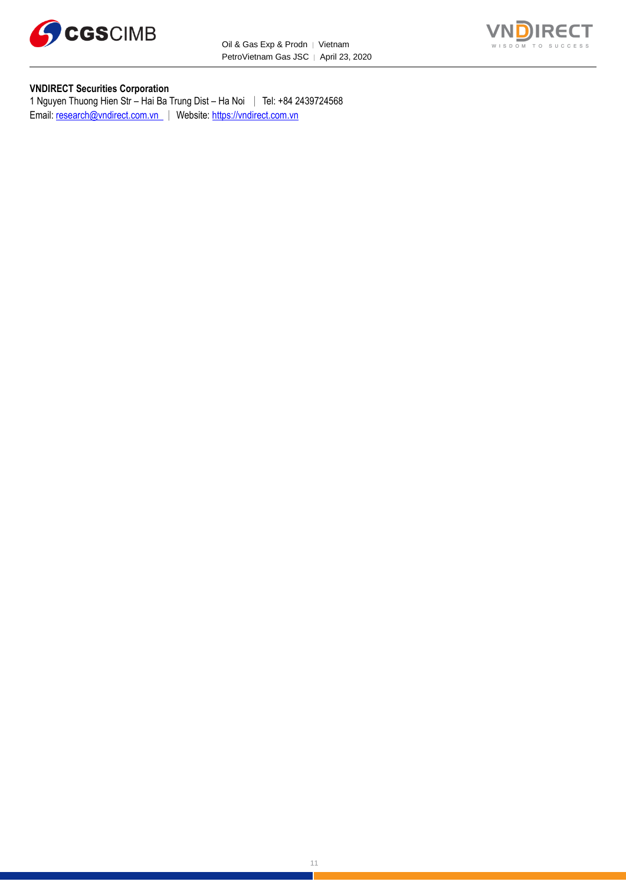**VNDIRECT Securities Corporation**

1 Nguyen Thuong Hien Str – Hai Ba Trung Dist – Ha Noi | Tel: +84 2439724568

Email: research@vndirect.com.vn | Website: https://vndirect.com.vn